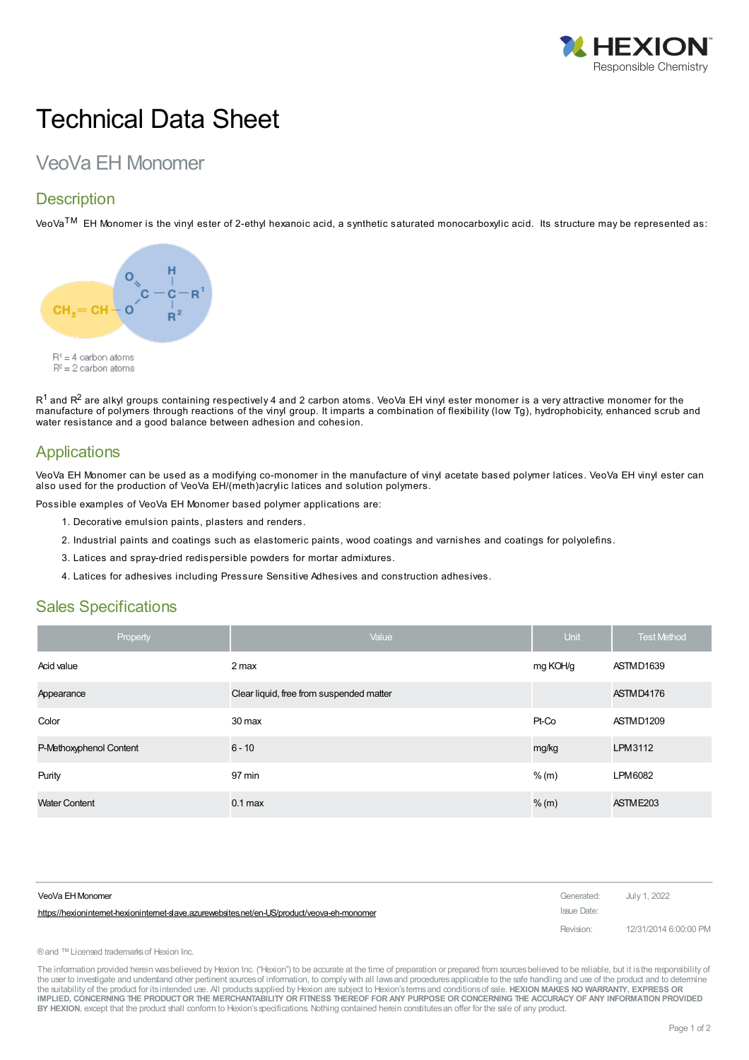# Technical Data Sheet

## VeoVa EH Monomer

## Description

VeoVa™ EH Monomer is the vinyl ester of 2-ethyl hexanoic acid, a synthetic saturated monocarboxylic acid. Its structure may be represented as:

$R^1$ = 4 carbon atoms
$R^2$ = 2 carbon atoms

$R^1$ and $R^2$ are alkyl groups containing respectively 4 and 2 carbon atoms. VeoVa EH vinyl ester monomer is a very attractive monomer for the manufacture of polymers through reactions of the vinyl group. It imparts a combination of flexibility (low Tg), hydrophobicity, enhanced scrub and water resistance and a good balance between adhesion and cohesion.

## Applications

VeoVa EH Monomer can be used as a modifying co-monomer in the manufacture of vinyl acetate based polymer latices. VeoVa EH vinyl ester can also used for the production of VeoVa EH/(meth)acrylic latices and solution polymers.

Possible examples of VeoVa EH Monomer based polymer applications are:

1. Decorative emulsion paints, plasters and renders.
2. Industrial paints and coatings such as elastomeric paints, wood coatings and varnishes and coatings for polyolefins.
3. Latices and spray-dried redispersible powders for mortar admixtures.
4. Latices for adhesives including Pressure Sensitive Adhesives and construction adhesives.

## Sales Specifications

| Property | Value | Unit | Test Method |
|---|---|---|---|
| Acid value | 2 max | mg KOH/g | ASTM D1639 |
| Appearance | Clear liquid, free from suspended matter | | ASTM D4176 |
| Color | 30 max | Pt-Co | ASTM D1209 |
| P-Methoxyphenol Content | 6 - 10 | mg/kg | LPM 3112 |
| Purity | 97 min | % (m) | LPM 6082 |
| Water Content | 0.1 max | % (m) | ASTM E203 |

VeoVa EH Monomer
https://hexioninternet-hexioninternet-slave.azurewebsites.net/en-US/product/veova-eh-monomer

Generated: July 1, 2022
Issue Date:
Revision: 12/31/2014 6:00:00 PM

® and ™ Licensed trademarks of Hexion Inc.

The information provided herein was believed by Hexion Inc. ("Hexion") to be accurate at the time of preparation or prepared from sources believed to be reliable, but it is the responsibility of the user to investigate and understand other pertinent sources of information, to comply with all laws and procedures applicable to the safe handling and use of the product and to determine the suitability of the product for its intended use. All products supplied by Hexion are subject to Hexion's terms and conditions of sale. **HEXION MAKES NO WARRANTY, EXPRESS OR IMPLIED, CONCERNING THE PRODUCT OR THE MERCHANTABILITY OR FITNESS THEREOF FOR ANY PURPOSE OR CONCERNING THE ACCURACY OF ANY INFORMATION PROVIDED BY HEXION**, except that the product shall conform to Hexion's specifications. Nothing contained herein constitutes an offer for the sale of any product.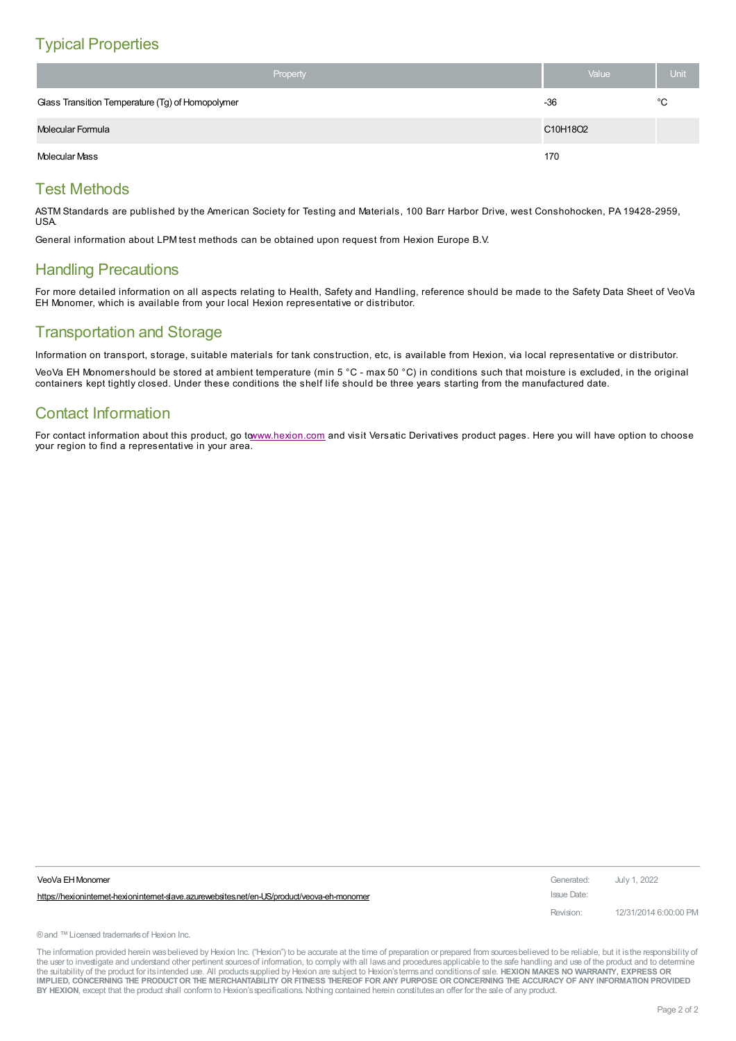## Typical Properties

| Property | Value | Unit |
|---|---|---|
| Glass Transition Temperature (Tg) of Homopolymer | -36 | °C |
| Molecular Formula | $C_{10}H_{18}O_2$ | |
| Molecular Mass | 170 | |

## Test Methods

ASTM Standards are published by the American Society for Testing and Materials, 100 Barr Harbor Drive, west Conshohocken, PA 19428-2959, USA.

General information about LPM test methods can be obtained upon request from Hexion Europe B.V.

## Handling Precautions

For more detailed information on all aspects relating to Health, Safety and Handling, reference should be made to the Safety Data Sheet of VeoVa EH Monomer, which is available from your local Hexion representative or distributor.

## Transportation and Storage

Information on transport, storage, suitable materials for tank construction, etc, is available from Hexion, via local representative or distributor.

VeoVa EH Monomershould be stored at ambient temperature (min 5 °C - max 50 °C) in conditions such that moisture is excluded, in the original containers kept tightly closed. Under these conditions the shelf life should be three years starting from the manufactured date.

## Contact Information

For contact information about this product, go towww.hexion.com and visit Versatic Derivatives product pages. Here you will have option to choose your region to find a representative in your area.

VeoVa EH Monomer

https://hexioninternet-hexioninternet-slave.azurewebsites.net/en-US/product/veova-eh-monomer

Generated: July 1, 2022

Issue Date:

Revision: 12/31/2014 6:00:00 PM

® and ™ Licensed trademarks of Hexion Inc.

The information provided herein was believed by Hexion Inc. ("Hexion") to be accurate at the time of preparation or prepared from sources believed to be reliable, but it is the responsibility of the user to investigate and understand other pertinent sources of information, to comply with all laws and procedures applicable to the safe handling and use of the product and to determine the suitability of the product for its intended use. All products supplied by Hexion are subject to Hexion's terms and conditions of sale. **HEXION MAKES NO WARRANTY, EXPRESS OR IMPLIED, CONCERNING THE PRODUCT OR THE MERCHANTABILITY OR FITNESS THEREOF FOR ANY PURPOSE OR CONCERNING THE ACCURACY OF ANY INFORMATION PROVIDED BY HEXION**, except that the product shall conform to Hexion's specifications. Nothing contained herein constitutes an offer for the sale of any product.